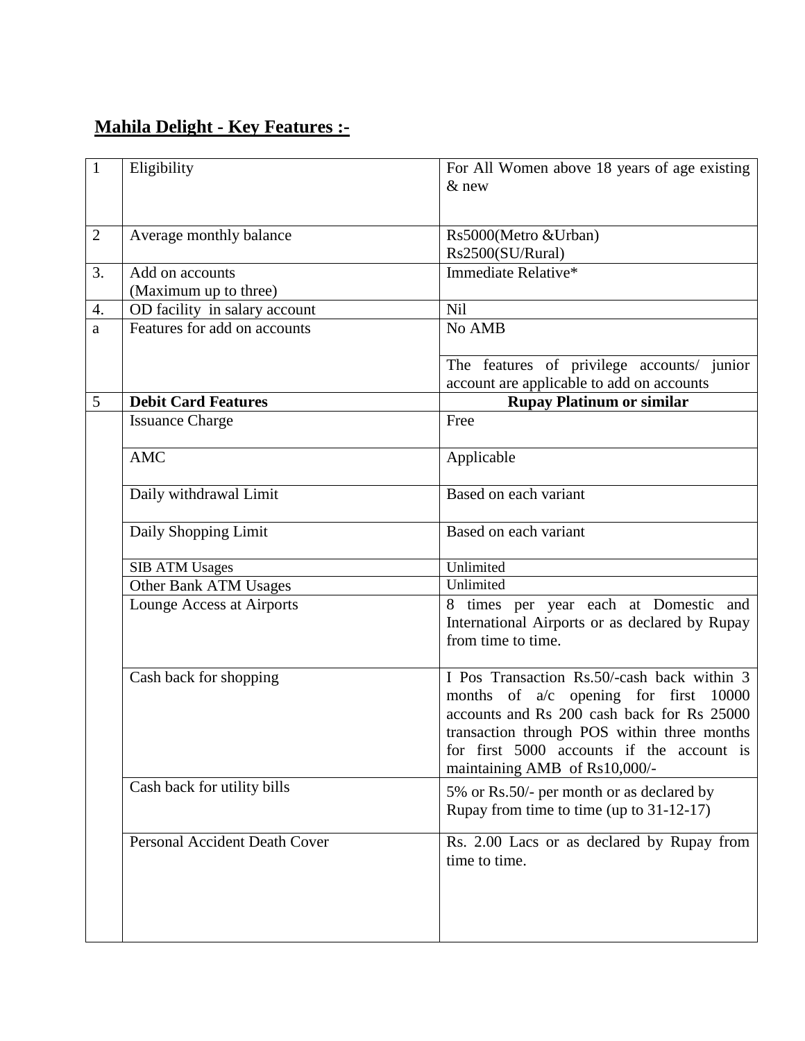## Mahila Delight - Key Features :-

| | | |
|---|---|---|
| 1 | Eligibility | For All Women above 18 years of age existing & new |
| 2 | Average monthly balance | Rs5000(Metro &Urban)<br>Rs2500(SU/Rural) |
| 3. | Add on accounts<br>(Maximum up to three) | Immediate Relative* |
| 4. | OD facility in salary account | Nil |
| a | Features for add on accounts | No AMB<br><br>The features of privilege accounts/ junior account are applicable to add on accounts |
| 5 | **Debit Card Features** | **Rupay Platinum or similar** |
| | Issuance Charge | Free |
| | AMC | Applicable |
| | Daily withdrawal Limit | Based on each variant |
| | Daily Shopping Limit | Based on each variant |
| | SIB ATM Usages | Unlimited |
| | Other Bank ATM Usages | Unlimited |
| | Lounge Access at Airports | 8 times per year each at Domestic and International Airports or as declared by Rupay from time to time. |
| | Cash back for shopping | I Pos Transaction Rs.50/-cash back within 3 months of a/c opening for first 10000 accounts and Rs 200 cash back for Rs 25000 transaction through POS within three months for first 5000 accounts if the account is maintaining AMB of Rs10,000/- |
| | Cash back for utility bills | 5% or Rs.50/- per month or as declared by Rupay from time to time (up to 31-12-17) |
| | Personal Accident Death Cover | Rs. 2.00 Lacs or as declared by Rupay from time to time. |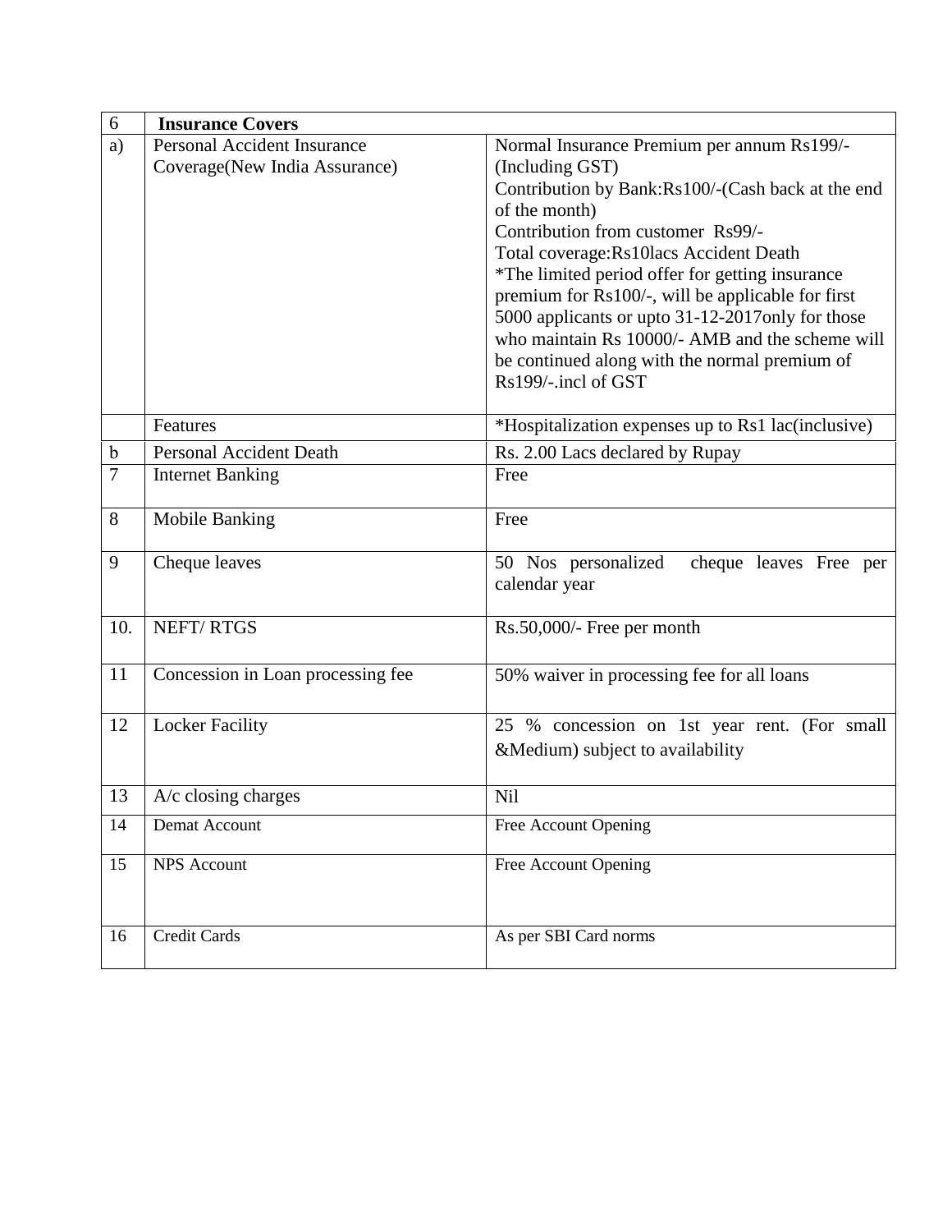| | | |
|---|---|---|
| 6 | **Insurance Covers** | |
| a) | Personal Accident Insurance Coverage(New India Assurance) | Normal Insurance Premium per annum Rs199/-(Including GST)<br>Contribution by Bank:Rs100/-(Cash back at the end of the month)<br>Contribution from customer Rs99/-<br>Total coverage:Rs10lacs Accident Death<br>*The limited period offer for getting insurance premium for Rs100/-, will be applicable for first 5000 applicants or upto 31-12-2017only for those who maintain Rs 10000/- AMB and the scheme will be continued along with the normal premium of Rs199/-.incl of GST |
| | Features | *Hospitalization expenses up to Rs1 lac(inclusive) |
| b | Personal Accident Death | Rs. 2.00 Lacs declared by Rupay |
| 7 | Internet Banking | Free |
| 8 | Mobile Banking | Free |
| 9 | Cheque leaves | 50 Nos personalized cheque leaves Free per calendar year |
| 10. | NEFT/ RTGS | Rs.50,000/- Free per month |
| 11 | Concession in Loan processing fee | 50% waiver in processing fee for all loans |
| 12 | Locker Facility | 25 % concession on 1st year rent. (For small &Medium) subject to availability |
| 13 | A/c closing charges | Nil |
| 14 | Demat Account | Free Account Opening |
| 15 | NPS Account | Free Account Opening |
| 16 | Credit Cards | As per SBI Card norms |